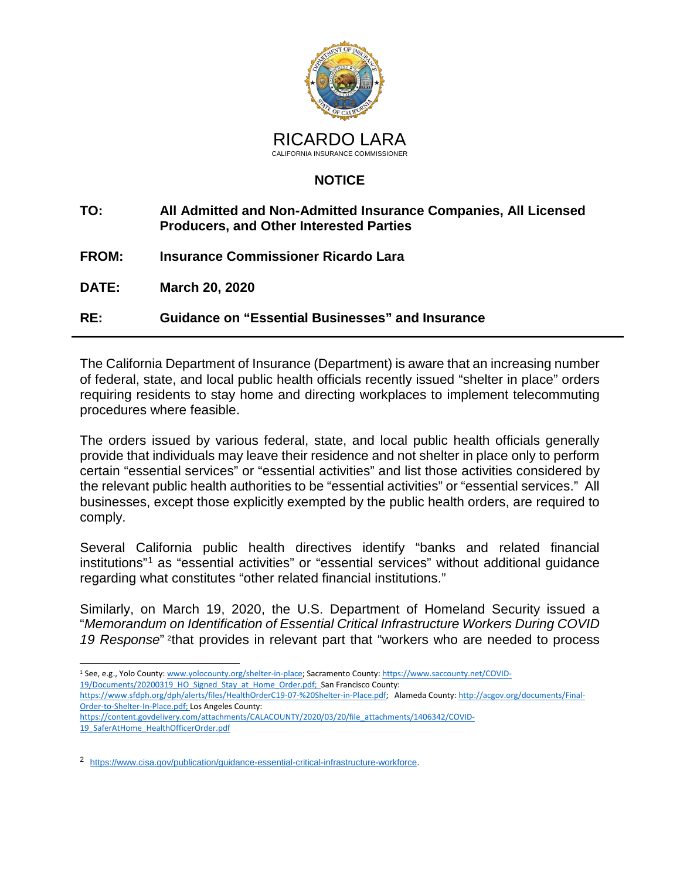RICARDO LARA

CALIFORNIA INSURANCE COMMISSIONER

## NOTICE

**TO:** **All Admitted and Non-Admitted Insurance Companies, All Licensed Producers, and Other Interested Parties**

**FROM:** **Insurance Commissioner Ricardo Lara**

**DATE:** **March 20, 2020**

**RE:** **Guidance on "Essential Businesses" and Insurance**

---

The California Department of Insurance (Department) is aware that an increasing number of federal, state, and local public health officials recently issued "shelter in place" orders requiring residents to stay home and directing workplaces to implement telecommuting procedures where feasible.

The orders issued by various federal, state, and local public health officials generally provide that individuals may leave their residence and not shelter in place only to perform certain "essential services" or "essential activities" and list those activities considered by the relevant public health authorities to be "essential activities" or "essential services." All businesses, except those explicitly exempted by the public health orders, are required to comply.

Several California public health directives identify "banks and related financial institutions"[1] as "essential activities" or "essential services" without additional guidance regarding what constitutes "other related financial institutions."

Similarly, on March 19, 2020, the U.S. Department of Homeland Security issued a "*Memorandum on Identification of Essential Critical Infrastructure Workers During COVID 19 Response*" [2]that provides in relevant part that "workers who are needed to process

---

[1] See, e.g., Yolo County: www.yolocounty.org/shelter-in-place; Sacramento County: https://www.saccounty.net/COVID-19/Documents/20200319_HO_Signed_Stay_at_Home_Order.pdf; San Francisco County: https://www.sfdph.org/dph/alerts/files/HealthOrderC19-07-%20Shelter-in-Place.pdf; Alameda County: http://acgov.org/documents/Final-Order-to-Shelter-In-Place.pdf; Los Angeles County: https://content.govdelivery.com/attachments/CALACOUNTY/2020/03/20/file_attachments/1406342/COVID-19_SaferAtHome_HealthOfficerOrder.pdf

[2] https://www.cisa.gov/publication/guidance-essential-critical-infrastructure-workforce.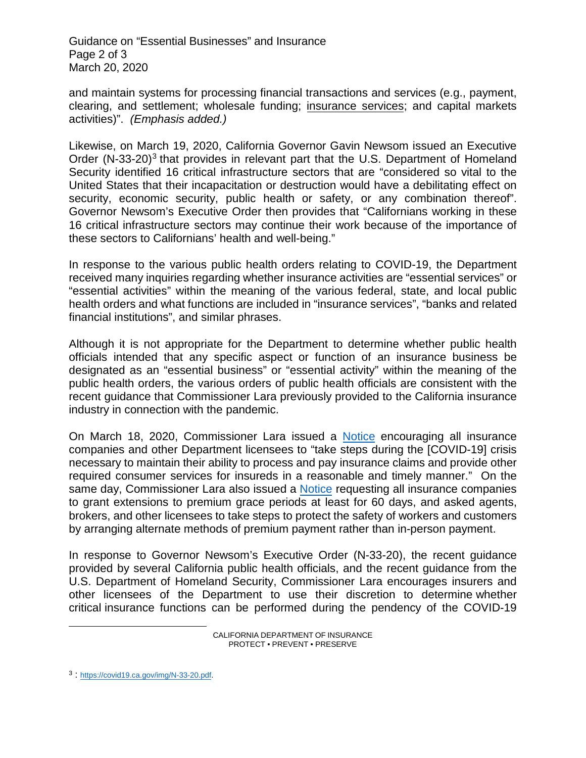and maintain systems for processing financial transactions and services (e.g., payment, clearing, and settlement; wholesale funding; <u>insurance services</u>; and capital markets activities)". *(Emphasis added.)*

Likewise, on March 19, 2020, California Governor Gavin Newsom issued an Executive Order (N-33-20)[3] that provides in relevant part that the U.S. Department of Homeland Security identified 16 critical infrastructure sectors that are "considered so vital to the United States that their incapacitation or destruction would have a debilitating effect on security, economic security, public health or safety, or any combination thereof". Governor Newsom's Executive Order then provides that "Californians working in these 16 critical infrastructure sectors may continue their work because of the importance of these sectors to Californians' health and well-being."

In response to the various public health orders relating to COVID-19, the Department received many inquiries regarding whether insurance activities are "essential services" or "essential activities" within the meaning of the various federal, state, and local public health orders and what functions are included in "insurance services", "banks and related financial institutions", and similar phrases.

Although it is not appropriate for the Department to determine whether public health officials intended that any specific aspect or function of an insurance business be designated as an "essential business" or "essential activity" within the meaning of the public health orders, the various orders of public health officials are consistent with the recent guidance that Commissioner Lara previously provided to the California insurance industry in connection with the pandemic.

On March 18, 2020, Commissioner Lara issued a Notice encouraging all insurance companies and other Department licensees to "take steps during the [COVID-19] crisis necessary to maintain their ability to process and pay insurance claims and provide other required consumer services for insureds in a reasonable and timely manner." On the same day, Commissioner Lara also issued a Notice requesting all insurance companies to grant extensions to premium grace periods at least for 60 days, and asked agents, brokers, and other licensees to take steps to protect the safety of workers and customers by arranging alternate methods of premium payment rather than in-person payment.

In response to Governor Newsom's Executive Order (N-33-20), the recent guidance provided by several California public health officials, and the recent guidance from the U.S. Department of Homeland Security, Commissioner Lara encourages insurers and other licensees of the Department to use their discretion to determine whether critical insurance functions can be performed during the pendency of the COVID-19

[3] : https://covid19.ca.gov/img/N-33-20.pdf.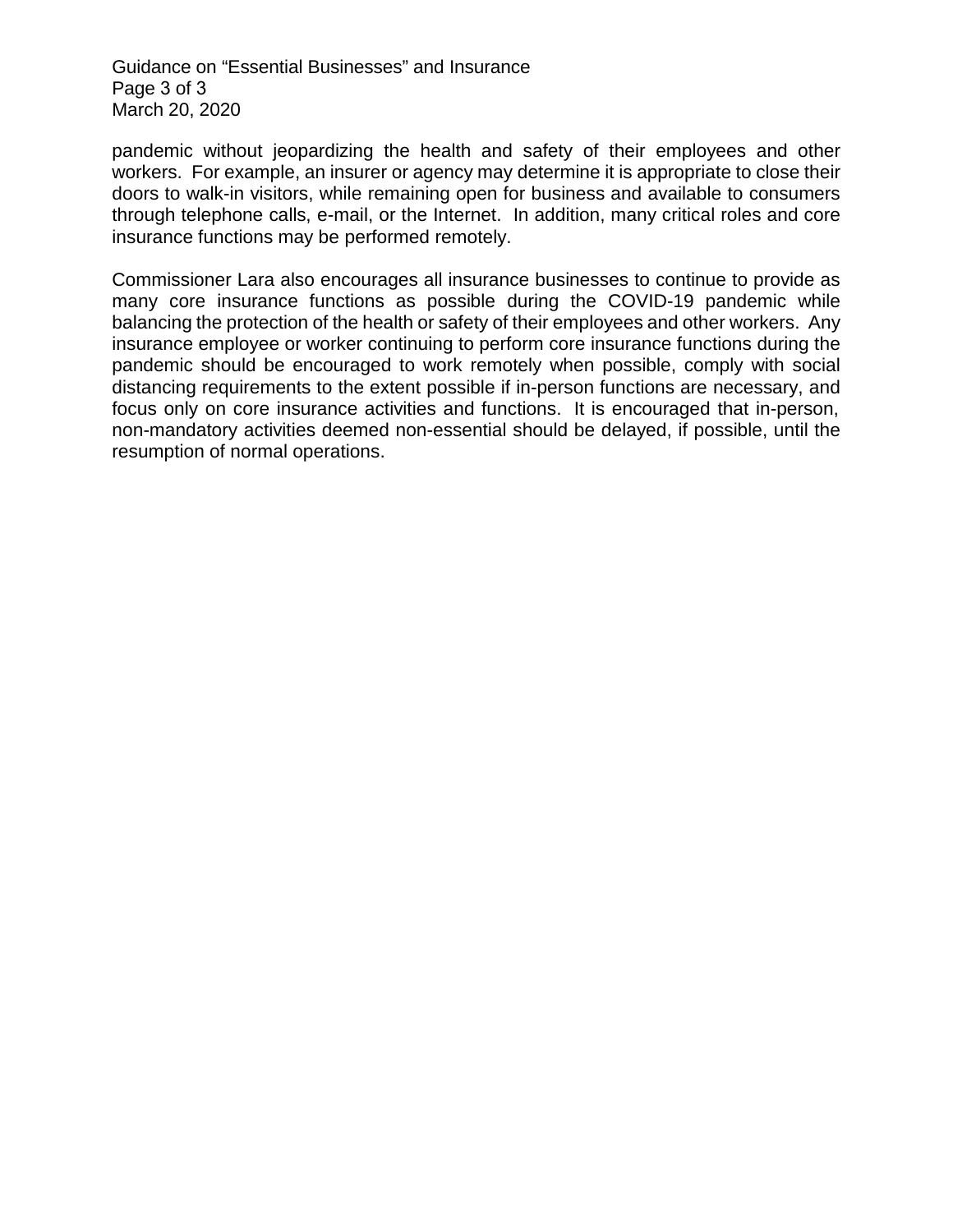pandemic without jeopardizing the health and safety of their employees and other workers. For example, an insurer or agency may determine it is appropriate to close their doors to walk-in visitors, while remaining open for business and available to consumers through telephone calls, e-mail, or the Internet. In addition, many critical roles and core insurance functions may be performed remotely.

Commissioner Lara also encourages all insurance businesses to continue to provide as many core insurance functions as possible during the COVID-19 pandemic while balancing the protection of the health or safety of their employees and other workers. Any insurance employee or worker continuing to perform core insurance functions during the pandemic should be encouraged to work remotely when possible, comply with social distancing requirements to the extent possible if in-person functions are necessary, and focus only on core insurance activities and functions. It is encouraged that in-person, non-mandatory activities deemed non-essential should be delayed, if possible, until the resumption of normal operations.